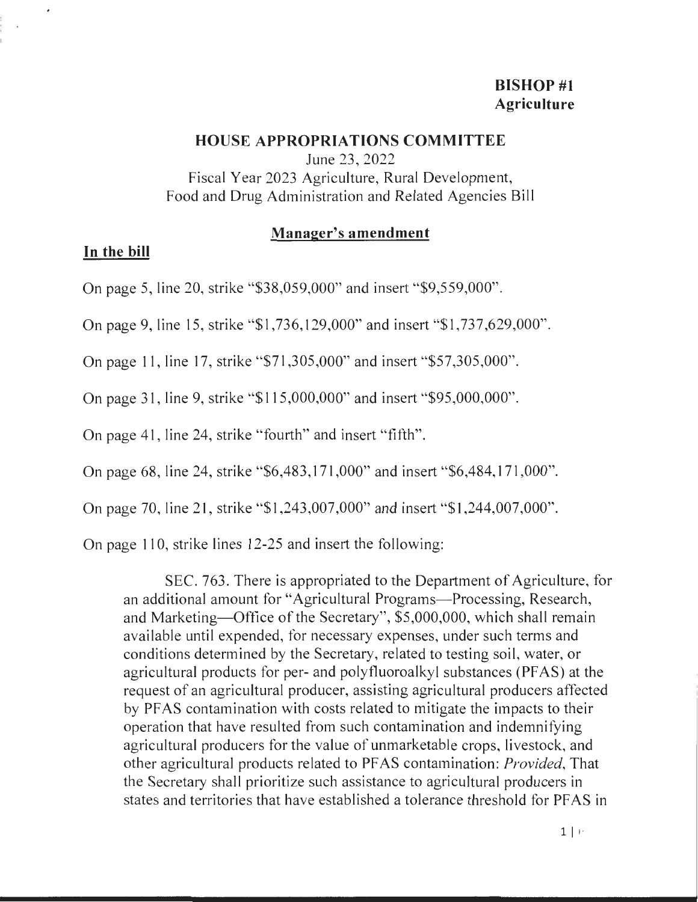**BISHOP #1**
**Agriculture**

## HOUSE APPROPRIATIONS COMMITTEE

June 23, 2022
Fiscal Year 2023 Agriculture, Rural Development, Food and Drug Administration and Related Agencies Bill

### Manager's amendment

**In the bill**

On page 5, line 20, strike "$38,059,000" and insert "$9,559,000".

On page 9, line 15, strike "$1,736,129,000" and insert "$1,737,629,000".

On page 11, line 17, strike "$71,305,000" and insert "$57,305,000".

On page 31, line 9, strike "$115,000,000" and insert "$95,000,000".

On page 41, line 24, strike "fourth" and insert "fifth".

On page 68, line 24, strike "$6,483,171,000" and insert "$6,484,171,000".

On page 70, line 21, strike "$1,243,007,000" and insert "$1,244,007,000".

On page 110, strike lines 12-25 and insert the following:

> SEC. 763. There is appropriated to the Department of Agriculture, for an additional amount for "Agricultural Programs—Processing, Research, and Marketing—Office of the Secretary", $5,000,000, which shall remain available until expended, for necessary expenses, under such terms and conditions determined by the Secretary, related to testing soil, water, or agricultural products for per- and polyfluoroalkyl substances (PFAS) at the request of an agricultural producer, assisting agricultural producers affected by PFAS contamination with costs related to mitigate the impacts to their operation that have resulted from such contamination and indemnifying agricultural producers for the value of unmarketable crops, livestock, and other agricultural products related to PFAS contamination: *Provided*, That the Secretary shall prioritize such assistance to agricultural producers in states and territories that have established a tolerance threshold for PFAS in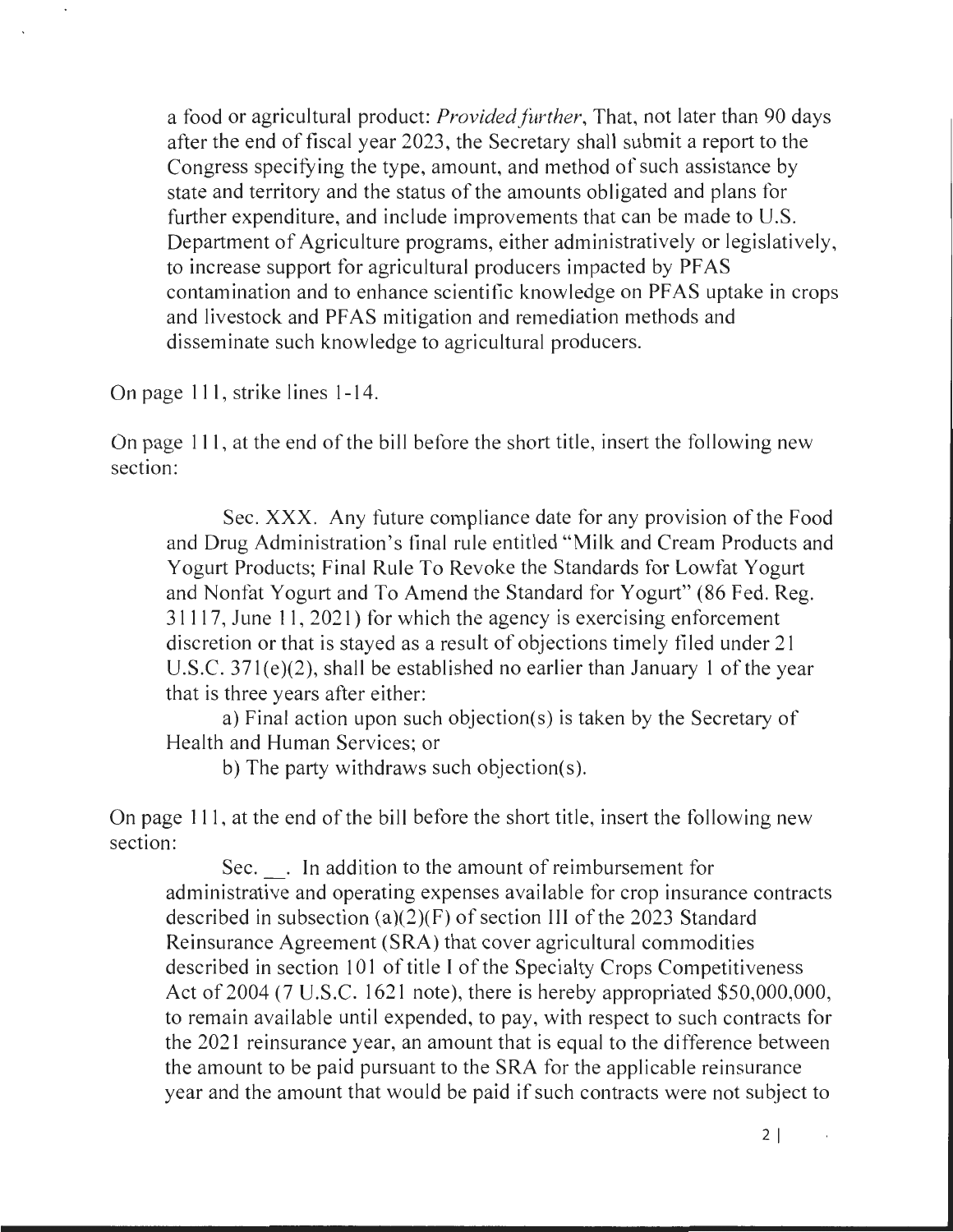a food or agricultural product: *Provided further*, That, not later than 90 days after the end of fiscal year 2023, the Secretary shall submit a report to the Congress specifying the type, amount, and method of such assistance by state and territory and the status of the amounts obligated and plans for further expenditure, and include improvements that can be made to U.S. Department of Agriculture programs, either administratively or legislatively, to increase support for agricultural producers impacted by PFAS contamination and to enhance scientific knowledge on PFAS uptake in crops and livestock and PFAS mitigation and remediation methods and disseminate such knowledge to agricultural producers.

On page 111, strike lines 1-14.

On page 111, at the end of the bill before the short title, insert the following new section:

Sec. XXX. Any future compliance date for any provision of the Food and Drug Administration's final rule entitled "Milk and Cream Products and Yogurt Products; Final Rule To Revoke the Standards for Lowfat Yogurt and Nonfat Yogurt and To Amend the Standard for Yogurt" (86 Fed. Reg. 31117, June 11, 2021) for which the agency is exercising enforcement discretion or that is stayed as a result of objections timely filed under 21 U.S.C. 371(e)(2), shall be established no earlier than January 1 of the year that is three years after either:

a) Final action upon such objection(s) is taken by the Secretary of Health and Human Services; or

b) The party withdraws such objection(s).

On page 111, at the end of the bill before the short title, insert the following new section:

Sec. \_\_. In addition to the amount of reimbursement for administrative and operating expenses available for crop insurance contracts described in subsection (a)(2)(F) of section III of the 2023 Standard Reinsurance Agreement (SRA) that cover agricultural commodities described in section 101 of title I of the Specialty Crops Competitiveness Act of 2004 (7 U.S.C. 1621 note), there is hereby appropriated $50,000,000, to remain available until expended, to pay, with respect to such contracts for the 2021 reinsurance year, an amount that is equal to the difference between the amount to be paid pursuant to the SRA for the applicable reinsurance year and the amount that would be paid if such contracts were not subject to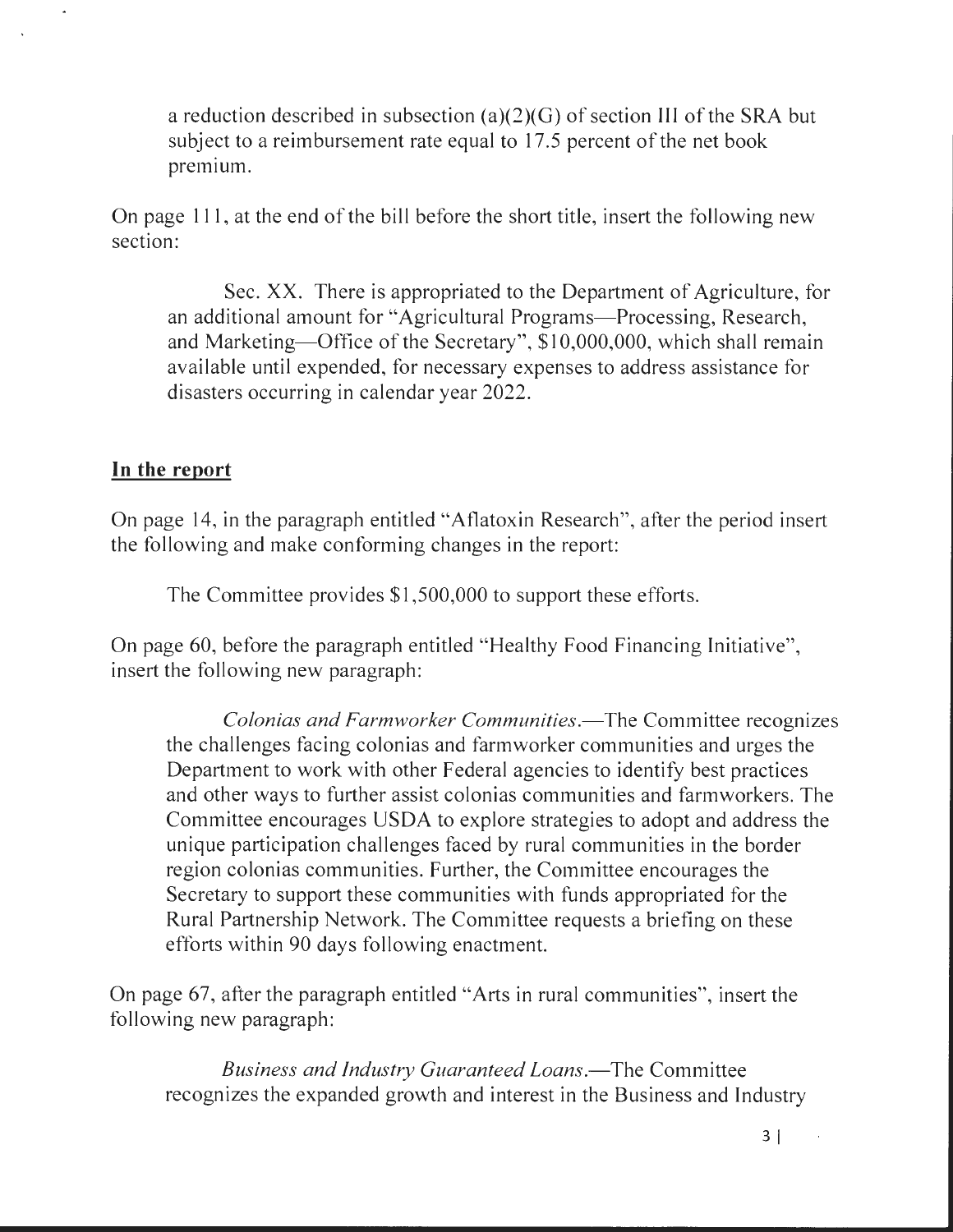a reduction described in subsection (a)(2)(G) of section III of the SRA but subject to a reimbursement rate equal to 17.5 percent of the net book premium.

On page 111, at the end of the bill before the short title, insert the following new section:

> Sec. XX. There is appropriated to the Department of Agriculture, for an additional amount for "Agricultural Programs—Processing, Research, and Marketing—Office of the Secretary", $10,000,000, which shall remain available until expended, for necessary expenses to address assistance for disasters occurring in calendar year 2022.

**In the report**

On page 14, in the paragraph entitled "Aflatoxin Research", after the period insert the following and make conforming changes in the report:

> The Committee provides $1,500,000 to support these efforts.

On page 60, before the paragraph entitled "Healthy Food Financing Initiative", insert the following new paragraph:

> *Colonias and Farmworker Communities.*—The Committee recognizes the challenges facing colonias and farmworker communities and urges the Department to work with other Federal agencies to identify best practices and other ways to further assist colonias communities and farmworkers. The Committee encourages USDA to explore strategies to adopt and address the unique participation challenges faced by rural communities in the border region colonias communities. Further, the Committee encourages the Secretary to support these communities with funds appropriated for the Rural Partnership Network. The Committee requests a briefing on these efforts within 90 days following enactment.

On page 67, after the paragraph entitled "Arts in rural communities", insert the following new paragraph:

> *Business and Industry Guaranteed Loans.*—The Committee recognizes the expanded growth and interest in the Business and Industry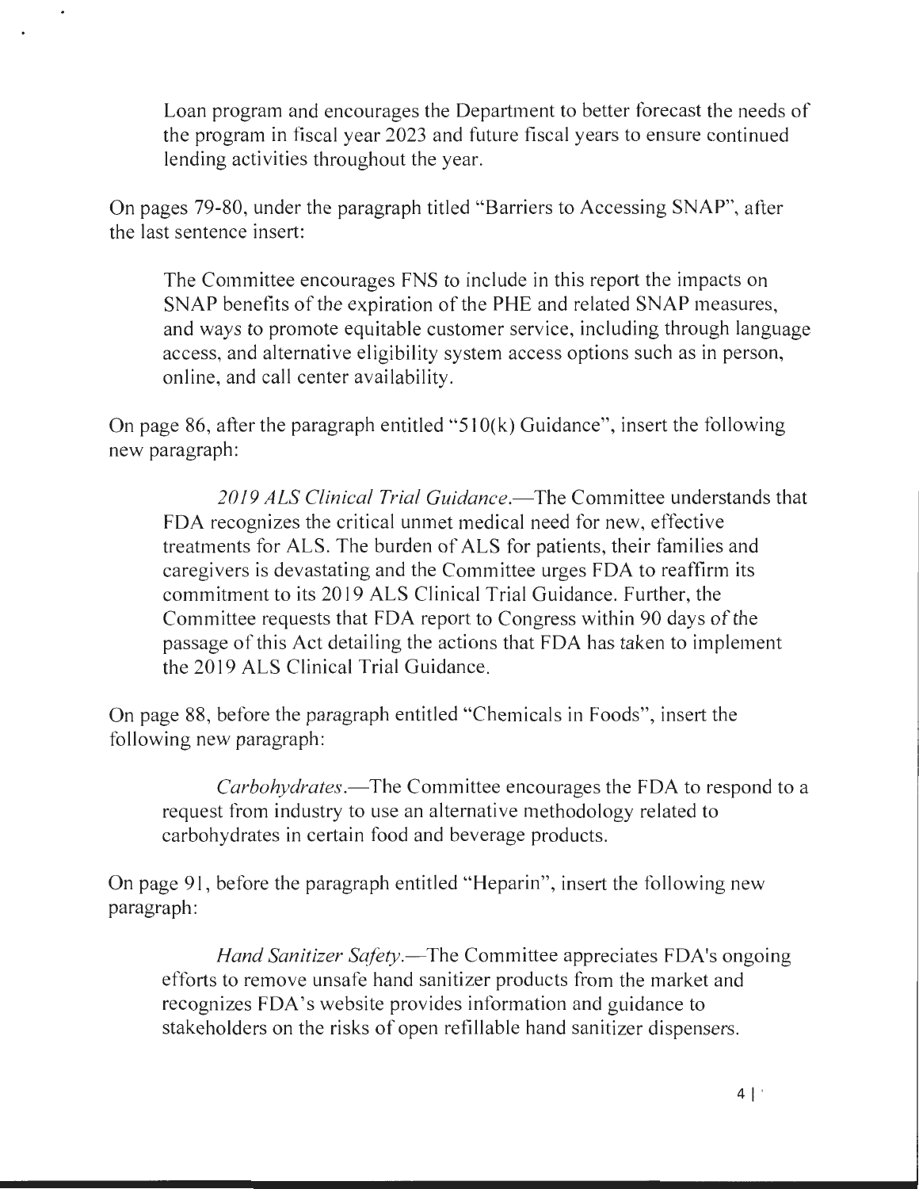Loan program and encourages the Department to better forecast the needs of the program in fiscal year 2023 and future fiscal years to ensure continued lending activities throughout the year.

On pages 79-80, under the paragraph titled "Barriers to Accessing SNAP", after the last sentence insert:

> The Committee encourages FNS to include in this report the impacts on SNAP benefits of the expiration of the PHE and related SNAP measures, and ways to promote equitable customer service, including through language access, and alternative eligibility system access options such as in person, online, and call center availability.

On page 86, after the paragraph entitled "510(k) Guidance", insert the following new paragraph:

> *2019 ALS Clinical Trial Guidance*.—The Committee understands that FDA recognizes the critical unmet medical need for new, effective treatments for ALS. The burden of ALS for patients, their families and caregivers is devastating and the Committee urges FDA to reaffirm its commitment to its 2019 ALS Clinical Trial Guidance. Further, the Committee requests that FDA report to Congress within 90 days of the passage of this Act detailing the actions that FDA has taken to implement the 2019 ALS Clinical Trial Guidance.

On page 88, before the paragraph entitled "Chemicals in Foods", insert the following new paragraph:

> *Carbohydrates*.—The Committee encourages the FDA to respond to a request from industry to use an alternative methodology related to carbohydrates in certain food and beverage products.

On page 91, before the paragraph entitled "Heparin", insert the following new paragraph:

> *Hand Sanitizer Safety*.—The Committee appreciates FDA's ongoing efforts to remove unsafe hand sanitizer products from the market and recognizes FDA's website provides information and guidance to stakeholders on the risks of open refillable hand sanitizer dispensers.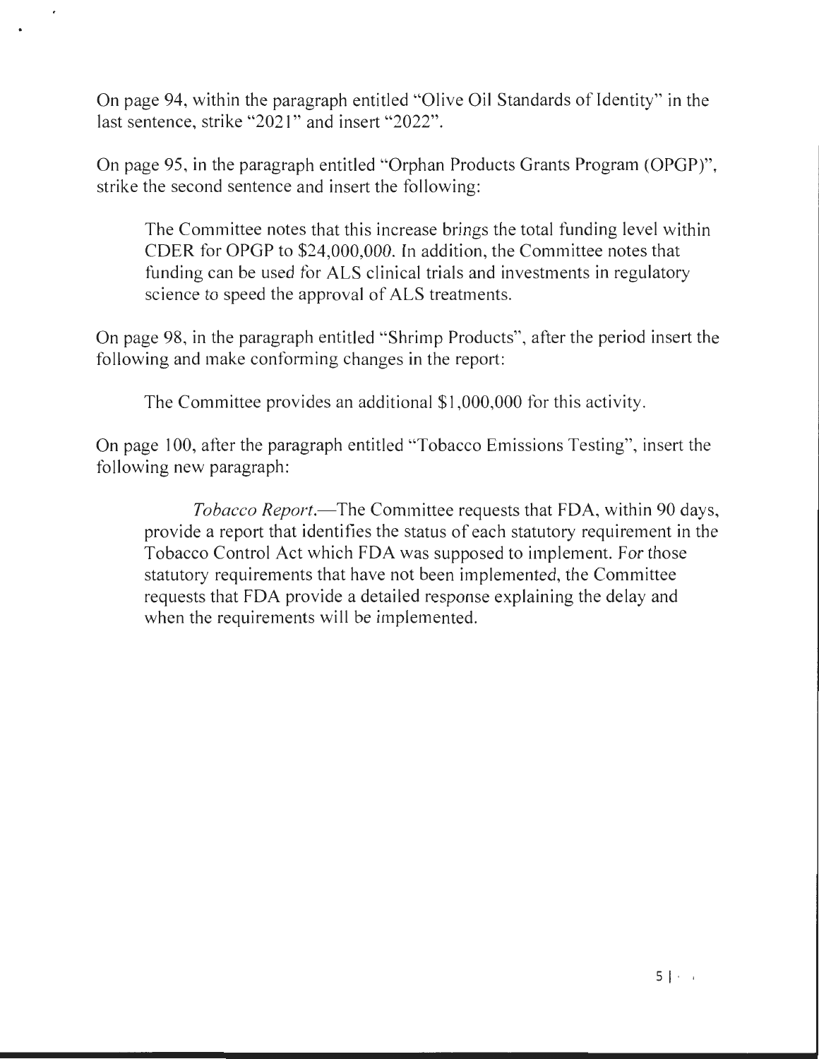On page 94, within the paragraph entitled "Olive Oil Standards of Identity" in the last sentence, strike "2021" and insert "2022".

On page 95, in the paragraph entitled "Orphan Products Grants Program (OPGP)", strike the second sentence and insert the following:

> The Committee notes that this increase brings the total funding level within CDER for OPGP to $24,000,000. In addition, the Committee notes that funding can be used for ALS clinical trials and investments in regulatory science to speed the approval of ALS treatments.

On page 98, in the paragraph entitled "Shrimp Products", after the period insert the following and make conforming changes in the report:

> The Committee provides an additional $1,000,000 for this activity.

On page 100, after the paragraph entitled "Tobacco Emissions Testing", insert the following new paragraph:

> *Tobacco Report.*—The Committee requests that FDA, within 90 days, provide a report that identifies the status of each statutory requirement in the Tobacco Control Act which FDA was supposed to implement. For those statutory requirements that have not been implemented, the Committee requests that FDA provide a detailed response explaining the delay and when the requirements will be implemented.